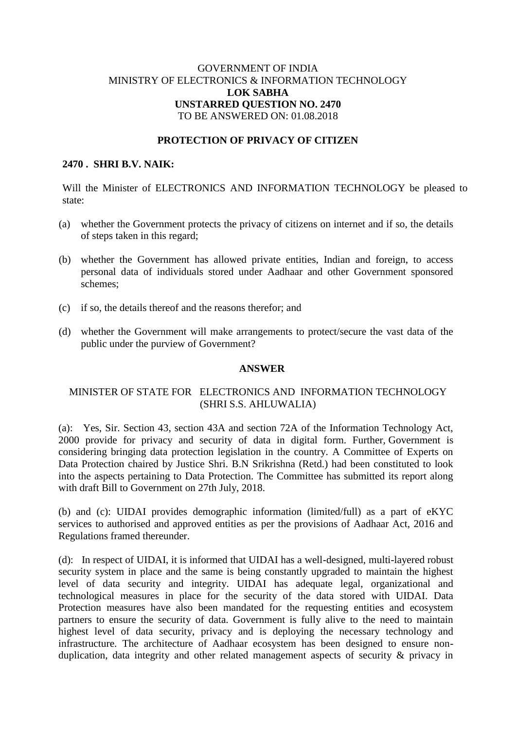GOVERNMENT OF INDIA
MINISTRY OF ELECTRONICS & INFORMATION TECHNOLOGY
**LOK SABHA**
**UNSTARRED QUESTION NO. 2470**
TO BE ANSWERED ON: 01.08.2018

## PROTECTION OF PRIVACY OF CITIZEN

**2470 . SHRI B.V. NAIK:**

Will the Minister of ELECTRONICS AND INFORMATION TECHNOLOGY be pleased to state:

(a) whether the Government protects the privacy of citizens on internet and if so, the details of steps taken in this regard;

(b) whether the Government has allowed private entities, Indian and foreign, to access personal data of individuals stored under Aadhaar and other Government sponsored schemes;

(c) if so, the details thereof and the reasons therefor; and

(d) whether the Government will make arrangements to protect/secure the vast data of the public under the purview of Government?

## ANSWER

MINISTER OF STATE FOR ELECTRONICS AND INFORMATION TECHNOLOGY
(SHRI S.S. AHLUWALIA)

(a): Yes, Sir. Section 43, section 43A and section 72A of the Information Technology Act, 2000 provide for privacy and security of data in digital form. Further, Government is considering bringing data protection legislation in the country. A Committee of Experts on Data Protection chaired by Justice Shri. B.N Srikrishna (Retd.) had been constituted to look into the aspects pertaining to Data Protection. The Committee has submitted its report along with draft Bill to Government on 27th July, 2018.

(b) and (c): UIDAI provides demographic information (limited/full) as a part of eKYC services to authorised and approved entities as per the provisions of Aadhaar Act, 2016 and Regulations framed thereunder.

(d): In respect of UIDAI, it is informed that UIDAI has a well-designed, multi-layered robust security system in place and the same is being constantly upgraded to maintain the highest level of data security and integrity. UIDAI has adequate legal, organizational and technological measures in place for the security of the data stored with UIDAI. Data Protection measures have also been mandated for the requesting entities and ecosystem partners to ensure the security of data. Government is fully alive to the need to maintain highest level of data security, privacy and is deploying the necessary technology and infrastructure. The architecture of Aadhaar ecosystem has been designed to ensure non-duplication, data integrity and other related management aspects of security & privacy in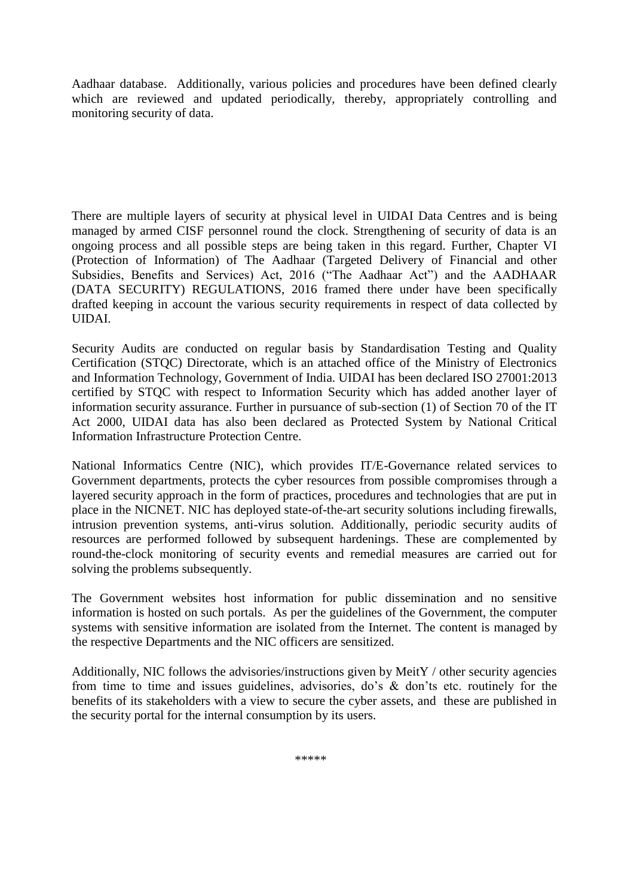Aadhaar database. Additionally, various policies and procedures have been defined clearly which are reviewed and updated periodically, thereby, appropriately controlling and monitoring security of data.

There are multiple layers of security at physical level in UIDAI Data Centres and is being managed by armed CISF personnel round the clock. Strengthening of security of data is an ongoing process and all possible steps are being taken in this regard. Further, Chapter VI (Protection of Information) of The Aadhaar (Targeted Delivery of Financial and other Subsidies, Benefits and Services) Act, 2016 ("The Aadhaar Act") and the AADHAAR (DATA SECURITY) REGULATIONS, 2016 framed there under have been specifically drafted keeping in account the various security requirements in respect of data collected by UIDAI.

Security Audits are conducted on regular basis by Standardisation Testing and Quality Certification (STQC) Directorate, which is an attached office of the Ministry of Electronics and Information Technology, Government of India. UIDAI has been declared ISO 27001:2013 certified by STQC with respect to Information Security which has added another layer of information security assurance. Further in pursuance of sub-section (1) of Section 70 of the IT Act 2000, UIDAI data has also been declared as Protected System by National Critical Information Infrastructure Protection Centre.

National Informatics Centre (NIC), which provides IT/E-Governance related services to Government departments, protects the cyber resources from possible compromises through a layered security approach in the form of practices, procedures and technologies that are put in place in the NICNET. NIC has deployed state-of-the-art security solutions including firewalls, intrusion prevention systems, anti-virus solution. Additionally, periodic security audits of resources are performed followed by subsequent hardenings. These are complemented by round-the-clock monitoring of security events and remedial measures are carried out for solving the problems subsequently.

The Government websites host information for public dissemination and no sensitive information is hosted on such portals. As per the guidelines of the Government, the computer systems with sensitive information are isolated from the Internet. The content is managed by the respective Departments and the NIC officers are sensitized.

Additionally, NIC follows the advisories/instructions given by MeitY / other security agencies from time to time and issues guidelines, advisories, do's & don'ts etc. routinely for the benefits of its stakeholders with a view to secure the cyber assets, and these are published in the security portal for the internal consumption by its users.

*****